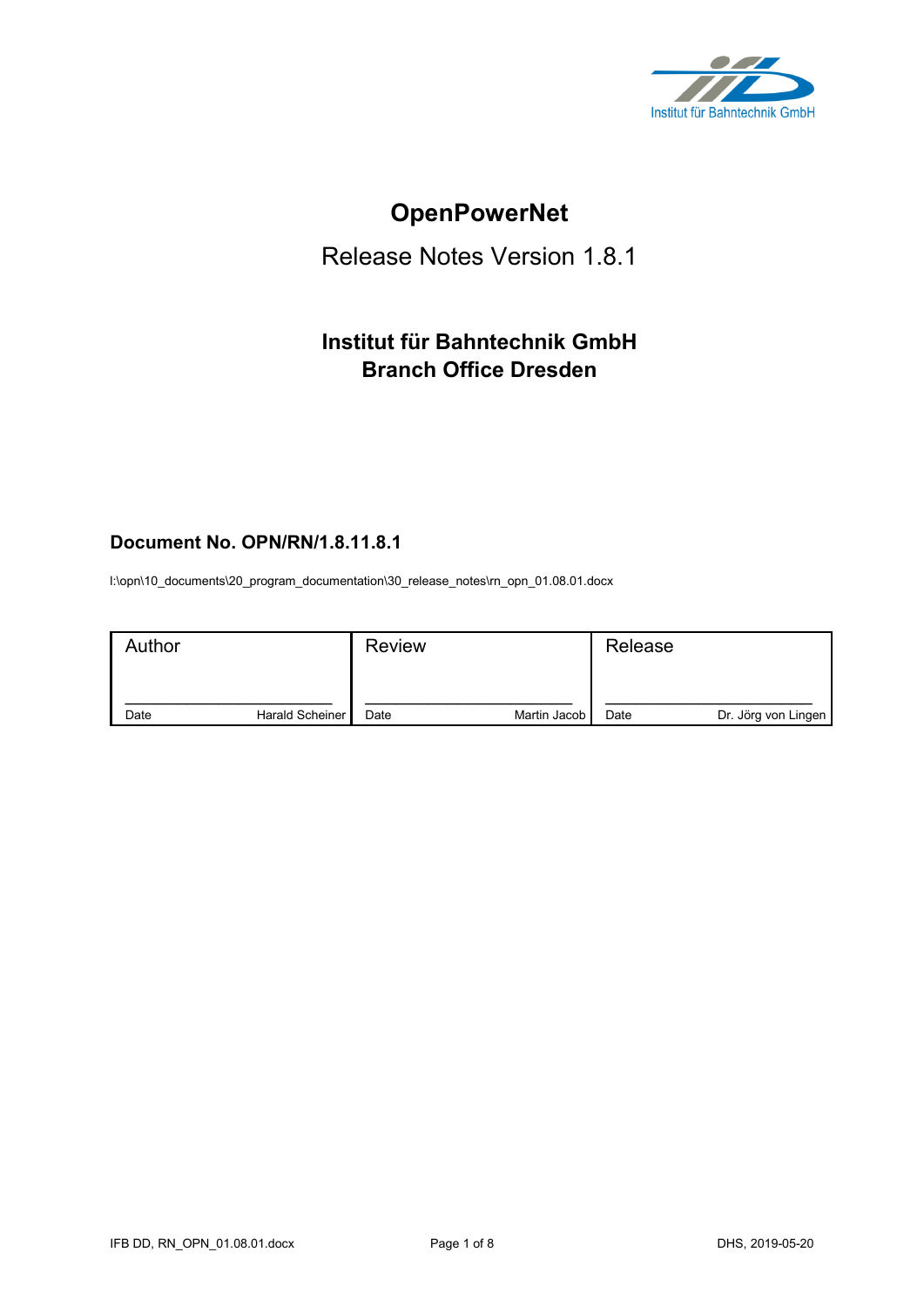# OpenPowerNet

Release Notes Version 1.8.1

**Institut für Bahntechnik GmbH**
**Branch Office Dresden**

### Document No. OPN/RN/1.8.11.8.1

I:\opn\10_documents\20_program_documentation\30_release_notes\rn_opn_01.08.01.docx

| Author | Review | Release |
|---|---|---|
| Date Harald Scheiner | Date Martin Jacob | Date Dr. Jörg von Lingen |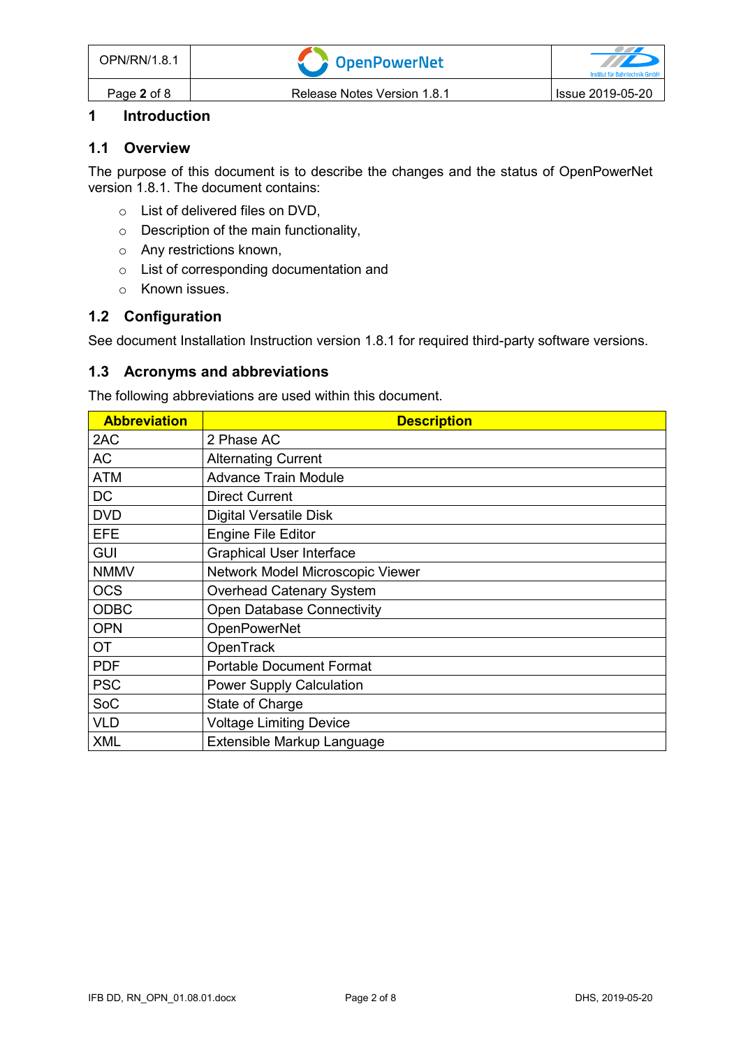# 1 Introduction

## 1.1 Overview

The purpose of this document is to describe the changes and the status of OpenPowerNet version 1.8.1. The document contains:

- List of delivered files on DVD,
- Description of the main functionality,
- Any restrictions known,
- List of corresponding documentation and
- Known issues.

## 1.2 Configuration

See document Installation Instruction version 1.8.1 for required third-party software versions.

## 1.3 Acronyms and abbreviations

The following abbreviations are used within this document.

| Abbreviation | Description |
|---|---|
| 2AC | 2 Phase AC |
| AC | Alternating Current |
| ATM | Advance Train Module |
| DC | Direct Current |
| DVD | Digital Versatile Disk |
| EFE | Engine File Editor |
| GUI | Graphical User Interface |
| NMMV | Network Model Microscopic Viewer |
| OCS | Overhead Catenary System |
| ODBC | Open Database Connectivity |
| OPN | OpenPowerNet |
| OT | OpenTrack |
| PDF | Portable Document Format |
| PSC | Power Supply Calculation |
| SoC | State of Charge |
| VLD | Voltage Limiting Device |
| XML | Extensible Markup Language |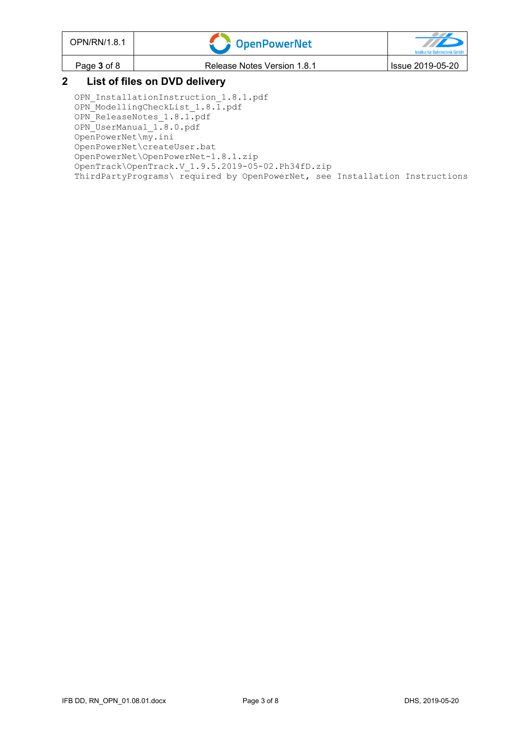## 2 List of files on DVD delivery

```
OPN_InstallationInstruction_1.8.1.pdf
OPN_ModellingCheckList_1.8.1.pdf
OPN_ReleaseNotes_1.8.1.pdf
OPN_UserManual_1.8.0.pdf
OpenPowerNet\my.ini
OpenPowerNet\createUser.bat
OpenPowerNet\OpenPowerNet-1.8.1.zip
OpenTrack\OpenTrack.V_1.9.5.2019-05-02.Ph34fD.zip
ThirdPartyPrograms\ required by OpenPowerNet, see Installation Instructions
```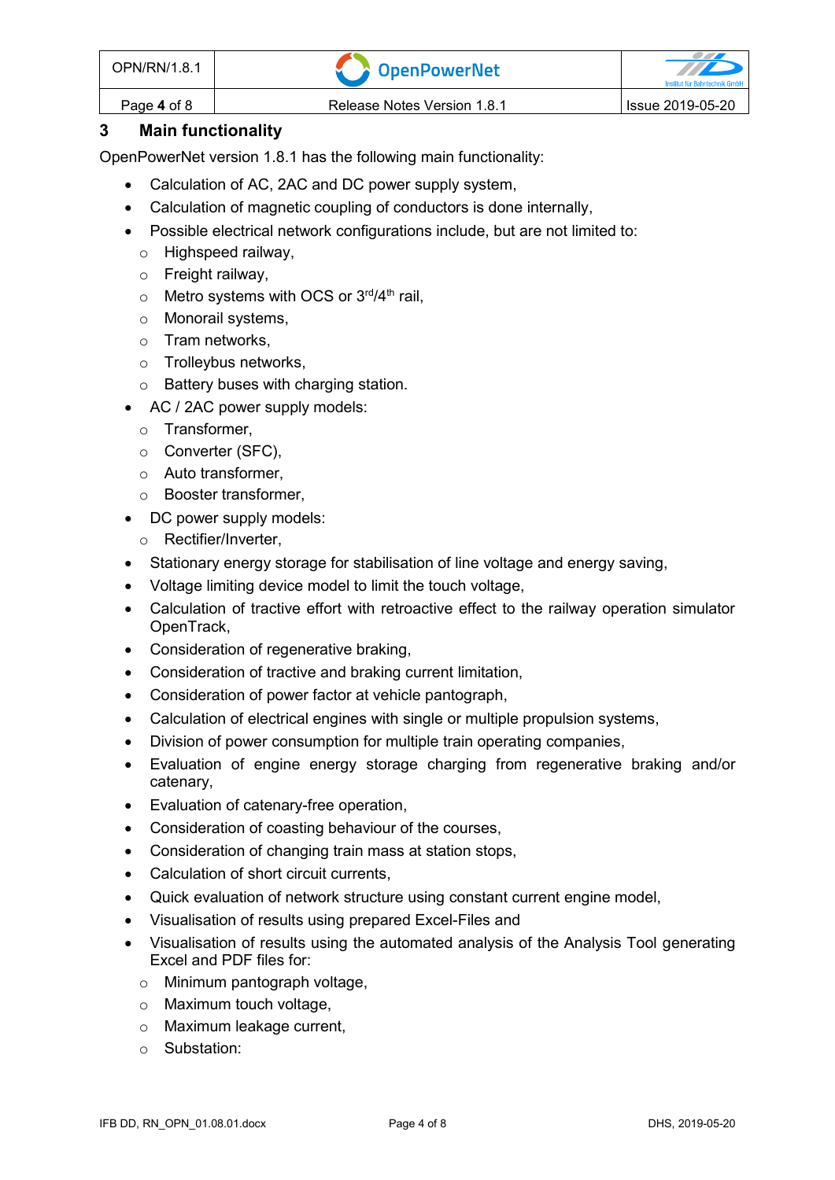## 3 Main functionality

OpenPowerNet version 1.8.1 has the following main functionality:

- Calculation of AC, 2AC and DC power supply system,
- Calculation of magnetic coupling of conductors is done internally,
- Possible electrical network configurations include, but are not limited to:
  - Highspeed railway,
  - Freight railway,
  - Metro systems with OCS or 3rd/4th rail,
  - Monorail systems,
  - Tram networks,
  - Trolleybus networks,
  - Battery buses with charging station.
- AC / 2AC power supply models:
  - Transformer,
  - Converter (SFC),
  - Auto transformer,
  - Booster transformer,
- DC power supply models:
  - Rectifier/Inverter,
- Stationary energy storage for stabilisation of line voltage and energy saving,
- Voltage limiting device model to limit the touch voltage,
- Calculation of tractive effort with retroactive effect to the railway operation simulator OpenTrack,
- Consideration of regenerative braking,
- Consideration of tractive and braking current limitation,
- Consideration of power factor at vehicle pantograph,
- Calculation of electrical engines with single or multiple propulsion systems,
- Division of power consumption for multiple train operating companies,
- Evaluation of engine energy storage charging from regenerative braking and/or catenary,
- Evaluation of catenary-free operation,
- Consideration of coasting behaviour of the courses,
- Consideration of changing train mass at station stops,
- Calculation of short circuit currents,
- Quick evaluation of network structure using constant current engine model,
- Visualisation of results using prepared Excel-Files and
- Visualisation of results using the automated analysis of the Analysis Tool generating Excel and PDF files for:
  - Minimum pantograph voltage,
  - Maximum touch voltage,
  - Maximum leakage current,
  - Substation: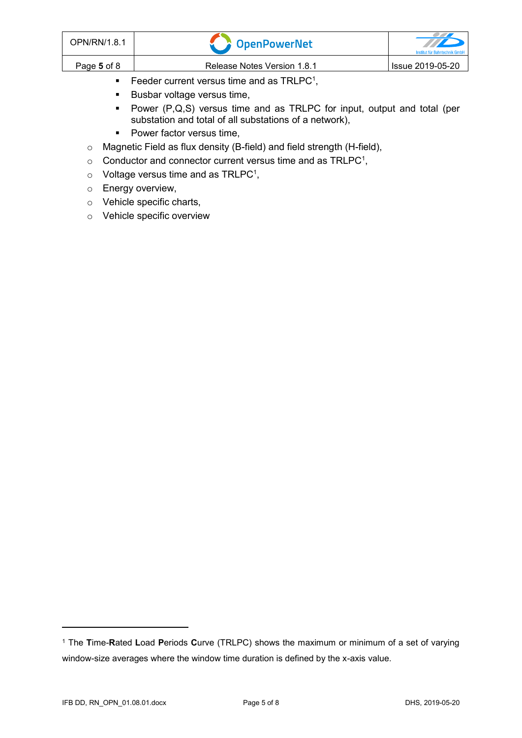- Feeder current versus time and as TRLPC[1],
    - Busbar voltage versus time,
    - Power (P,Q,S) versus time and as TRLPC for input, output and total (per substation and total of all substations of a network),
    - Power factor versus time,
  - Magnetic Field as flux density (B-field) and field strength (H-field),
  - Conductor and connector current versus time and as TRLPC[1],
  - Voltage versus time and as TRLPC[1],
  - Energy overview,
  - Vehicle specific charts,
  - Vehicle specific overview

---

[1] The **T**ime-**R**ated **L**oad **P**eriods **C**urve (TRLPC) shows the maximum or minimum of a set of varying window-size averages where the window time duration is defined by the x-axis value.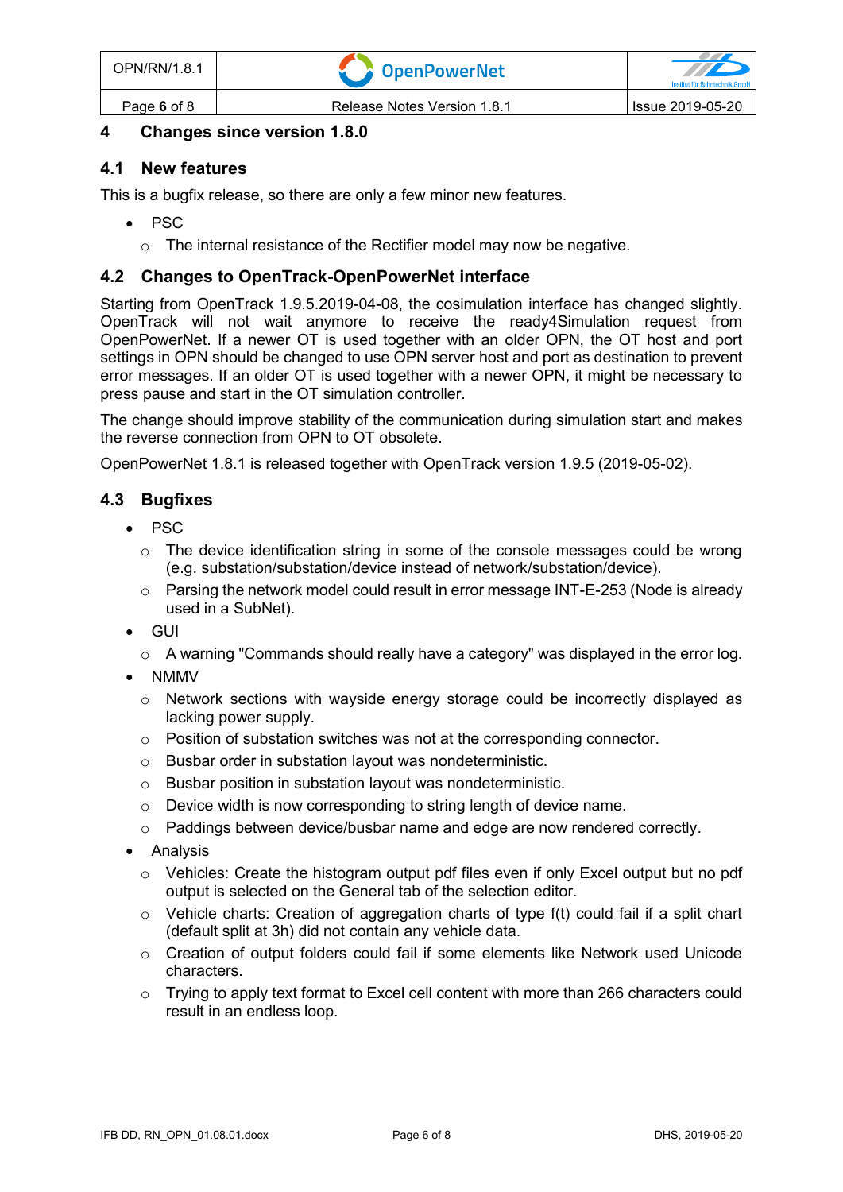# 4 Changes since version 1.8.0

## 4.1 New features

This is a bugfix release, so there are only a few minor new features.

- PSC
  - The internal resistance of the Rectifier model may now be negative.

## 4.2 Changes to OpenTrack-OpenPowerNet interface

Starting from OpenTrack 1.9.5.2019-04-08, the cosimulation interface has changed slightly. OpenTrack will not wait anymore to receive the ready4Simulation request from OpenPowerNet. If a newer OT is used together with an older OPN, the OT host and port settings in OPN should be changed to use OPN server host and port as destination to prevent error messages. If an older OT is used together with a newer OPN, it might be necessary to press pause and start in the OT simulation controller.

The change should improve stability of the communication during simulation start and makes the reverse connection from OPN to OT obsolete.

OpenPowerNet 1.8.1 is released together with OpenTrack version 1.9.5 (2019-05-02).

## 4.3 Bugfixes

- PSC
  - The device identification string in some of the console messages could be wrong (e.g. substation/substation/device instead of network/substation/device).
  - Parsing the network model could result in error message INT-E-253 (Node is already used in a SubNet).
- GUI
  - A warning "Commands should really have a category" was displayed in the error log.
- NMMV
  - Network sections with wayside energy storage could be incorrectly displayed as lacking power supply.
  - Position of substation switches was not at the corresponding connector.
  - Busbar order in substation layout was nondeterministic.
  - Busbar position in substation layout was nondeterministic.
  - Device width is now corresponding to string length of device name.
  - Paddings between device/busbar name and edge are now rendered correctly.
- Analysis
  - Vehicles: Create the histogram output pdf files even if only Excel output but no pdf output is selected on the General tab of the selection editor.
  - Vehicle charts: Creation of aggregation charts of type f(t) could fail if a split chart (default split at 3h) did not contain any vehicle data.
  - Creation of output folders could fail if some elements like Network used Unicode characters.
  - Trying to apply text format to Excel cell content with more than 266 characters could result in an endless loop.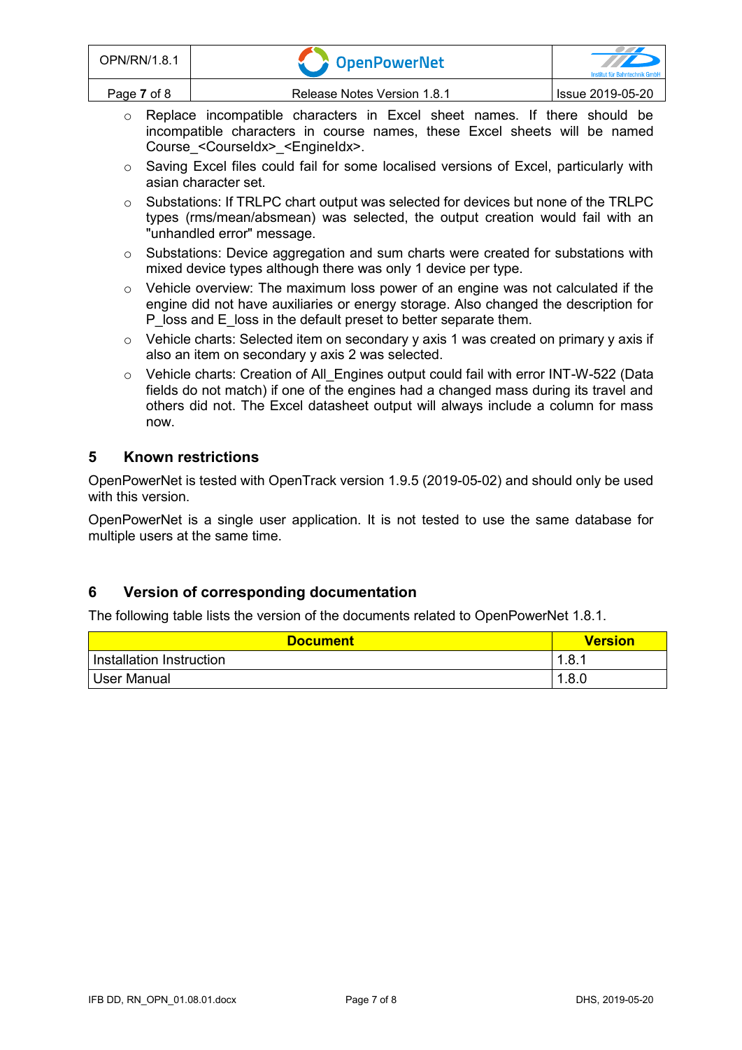- Replace incompatible characters in Excel sheet names. If there should be incompatible characters in course names, these Excel sheets will be named Course_<CourseIdx>_<EngineIdx>.
- Saving Excel files could fail for some localised versions of Excel, particularly with asian character set.
- Substations: If TRLPC chart output was selected for devices but none of the TRLPC types (rms/mean/absmean) was selected, the output creation would fail with an "unhandled error" message.
- Substations: Device aggregation and sum charts were created for substations with mixed device types although there was only 1 device per type.
- Vehicle overview: The maximum loss power of an engine was not calculated if the engine did not have auxiliaries or energy storage. Also changed the description for P_loss and E_loss in the default preset to better separate them.
- Vehicle charts: Selected item on secondary y axis 1 was created on primary y axis if also an item on secondary y axis 2 was selected.
- Vehicle charts: Creation of All_Engines output could fail with error INT-W-522 (Data fields do not match) if one of the engines had a changed mass during its travel and others did not. The Excel datasheet output will always include a column for mass now.

## 5 Known restrictions

OpenPowerNet is tested with OpenTrack version 1.9.5 (2019-05-02) and should only be used with this version.

OpenPowerNet is a single user application. It is not tested to use the same database for multiple users at the same time.

## 6 Version of corresponding documentation

The following table lists the version of the documents related to OpenPowerNet 1.8.1.

| Document | Version |
|---|---|
| Installation Instruction | 1.8.1 |
| User Manual | 1.8.0 |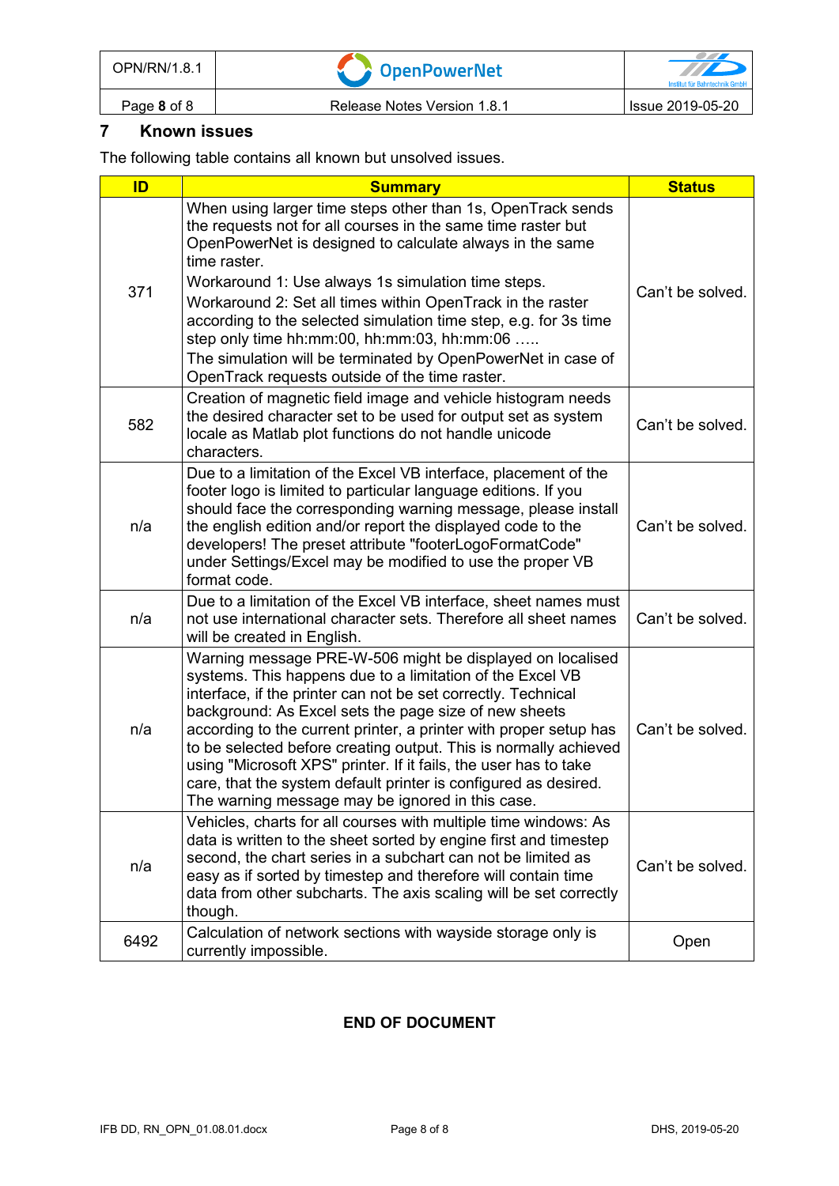## 7 Known issues

The following table contains all known but unsolved issues.

| ID | Summary | Status |
|---|---|---|
| 371 | When using larger time steps other than 1s, OpenTrack sends the requests not for all courses in the same time raster but OpenPowerNet is designed to calculate always in the same time raster.<br>Workaround 1: Use always 1s simulation time steps.<br>Workaround 2: Set all times within OpenTrack in the raster according to the selected simulation time step, e.g. for 3s time step only time hh:mm:00, hh:mm:03, hh:mm:06 …..<br>The simulation will be terminated by OpenPowerNet in case of OpenTrack requests outside of the time raster. | Can't be solved. |
| 582 | Creation of magnetic field image and vehicle histogram needs the desired character set to be used for output set as system locale as Matlab plot functions do not handle unicode characters. | Can't be solved. |
| n/a | Due to a limitation of the Excel VB interface, placement of the footer logo is limited to particular language editions. If you should face the corresponding warning message, please install the english edition and/or report the displayed code to the developers! The preset attribute "footerLogoFormatCode" under Settings/Excel may be modified to use the proper VB format code. | Can't be solved. |
| n/a | Due to a limitation of the Excel VB interface, sheet names must not use international character sets. Therefore all sheet names will be created in English. | Can't be solved. |
| n/a | Warning message PRE-W-506 might be displayed on localised systems. This happens due to a limitation of the Excel VB interface, if the printer can not be set correctly. Technical background: As Excel sets the page size of new sheets according to the current printer, a printer with proper setup has to be selected before creating output. This is normally achieved using "Microsoft XPS" printer. If it fails, the user has to take care, that the system default printer is configured as desired. The warning message may be ignored in this case. | Can't be solved. |
| n/a | Vehicles, charts for all courses with multiple time windows: As data is written to the sheet sorted by engine first and timestep second, the chart series in a subchart can not be limited as easy as if sorted by timestep and therefore will contain time data from other subcharts. The axis scaling will be set correctly though. | Can't be solved. |
| 6492 | Calculation of network sections with wayside storage only is currently impossible. | Open |

**END OF DOCUMENT**